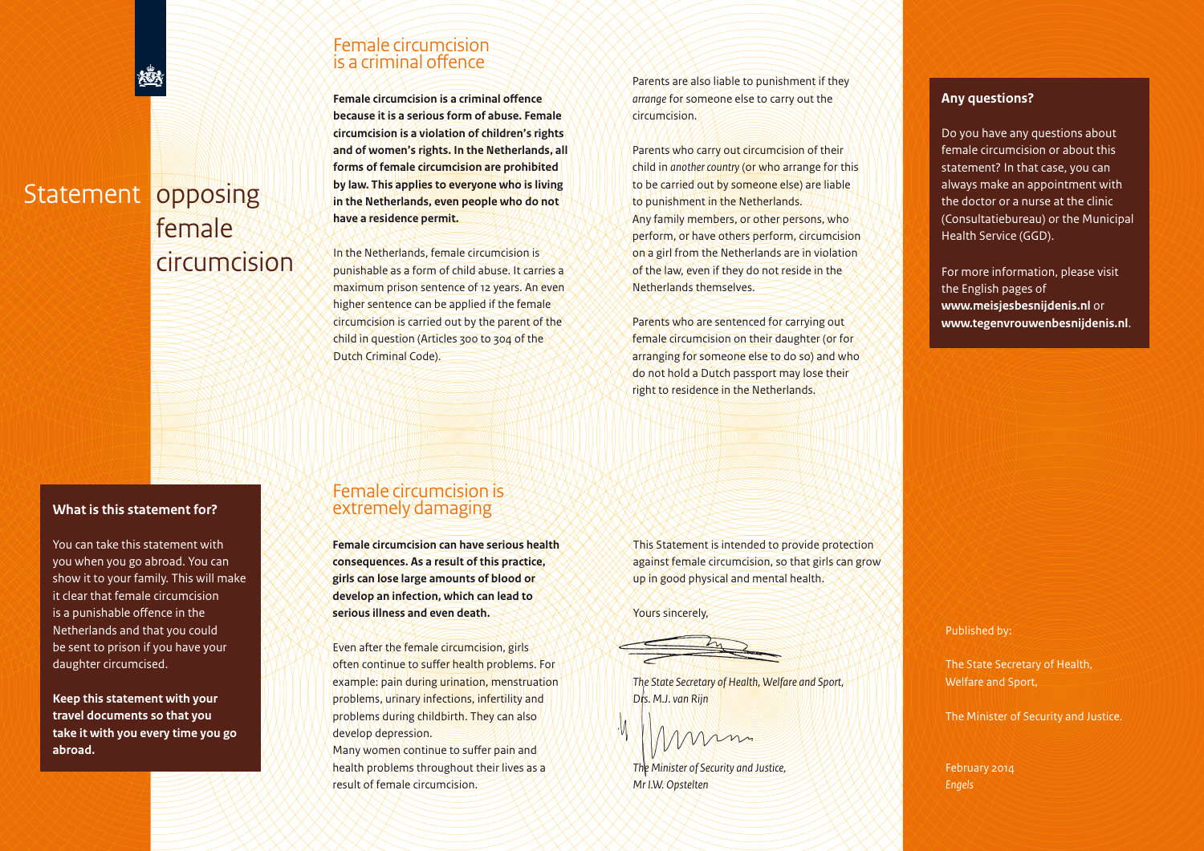# Statement opposing female circumcision

## What is this statement for?

You can take this statement with you when you go abroad. You can show it to your family. This will make it clear that female circumcision is a punishable offence in the Netherlands and that you could be sent to prison if you have your daughter circumcised.

**Keep this statement with your travel documents so that you take it with you every time you go abroad.**

## Female circumcision is a criminal offence

**Female circumcision is a criminal offence because it is a serious form of abuse. Female circumcision is a violation of children's rights and of women's rights. In the Netherlands, all forms of female circumcision are prohibited by law. This applies to everyone who is living in the Netherlands, even people who do not have a residence permit.**

In the Netherlands, female circumcision is punishable as a form of child abuse. It carries a maximum prison sentence of 12 years. An even higher sentence can be applied if the female circumcision is carried out by the parent of the child in question (Articles 300 to 304 of the Dutch Criminal Code).

Parents are also liable to punishment if they *arrange* for someone else to carry out the circumcision.

Parents who carry out circumcision of their child in *another country* (or who arrange for this to be carried out by someone else) are liable to punishment in the Netherlands.
Any family members, or other persons, who perform, or have others perform, circumcision on a girl from the Netherlands are in violation of the law, even if they do not reside in the Netherlands themselves.

Parents who are sentenced for carrying out female circumcision on their daughter (or for arranging for someone else to do so) and who do not hold a Dutch passport may lose their right to residence in the Netherlands.

## Female circumcision is extremely damaging

**Female circumcision can have serious health consequences. As a result of this practice, girls can lose large amounts of blood or develop an infection, which can lead to serious illness and even death.**

Even after the female circumcision, girls often continue to suffer health problems. For example: pain during urination, menstruation problems, urinary infections, infertility and problems during childbirth. They can also develop depression.
Many women continue to suffer pain and health problems throughout their lives as a result of female circumcision.

This Statement is intended to provide protection against female circumcision, so that girls can grow up in good physical and mental health.

Yours sincerely,

*The State Secretary of Health, Welfare and Sport,*
*Drs. M.J. van Rijn*

*The Minister of Security and Justice,*
*Mr I.W. Opstelten*

## Any questions?

Do you have any questions about female circumcision or about this statement? In that case, you can always make an appointment with the doctor or a nurse at the clinic (Consultatiebureau) or the Municipal Health Service (GGD).

For more information, please visit the English pages of **www.meisjesbesnijdenis.nl** or **www.tegenvrouwenbesnijdenis.nl**.

Published by:

The State Secretary of Health, Welfare and Sport,

The Minister of Security and Justice.

February 2014
*Engels*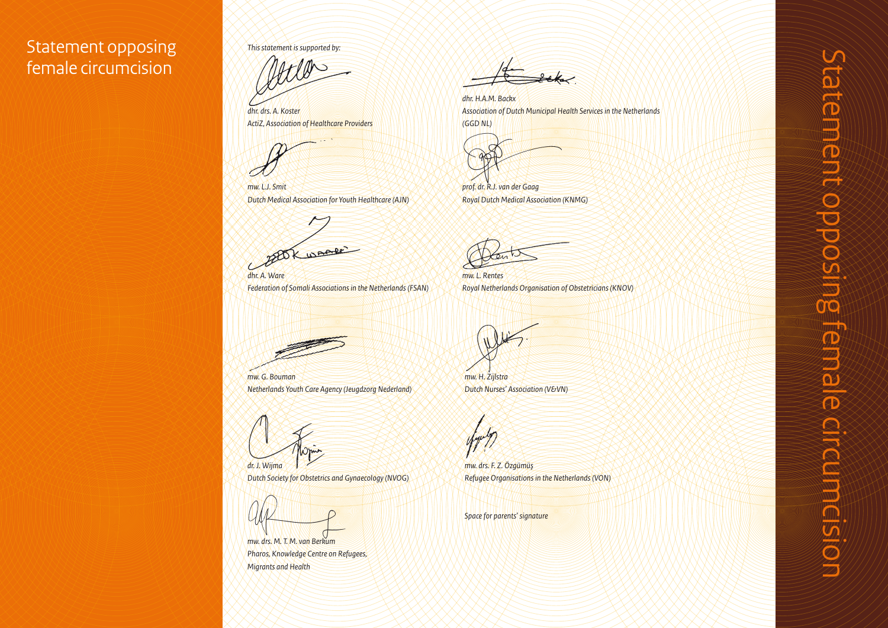# Statement opposing female circumcision

*This statement is supported by:*

*dhr. drs. A. Koster*
*ActiZ, Association of Healthcare Providers*

*mw. L.J. Smit*
*Dutch Medical Association for Youth Healthcare (AJN)*

*dhr. A. Ware*
*Federation of Somali Associations in the Netherlands (FSAN)*

*mw. G. Bouman*
*Netherlands Youth Care Agency (Jeugdzorg Nederland)*

*dr. J. Wijma*
*Dutch Society for Obstetrics and Gynaecology (NVOG)*

*mw. drs. M. T. M. van Berkum*
*Pharos, Knowledge Centre on Refugees, Migrants and Health*

*dhr. H.A.M. Backx*
*Association of Dutch Municipal Health Services in the Netherlands (GGD NL)*

*prof. dr. R.J. van der Gaag*
*Royal Dutch Medical Association (KNMG)*

*mw. L. Rentes*
*Royal Netherlands Organisation of Obstetricians (KNOV)*

*mw. H. Zijlstra*
*Dutch Nurses' Association (V&VN)*

*mw. drs. F. Z. Özgümüş*
*Refugee Organisations in the Netherlands (VON)*

*Space for parents' signature*